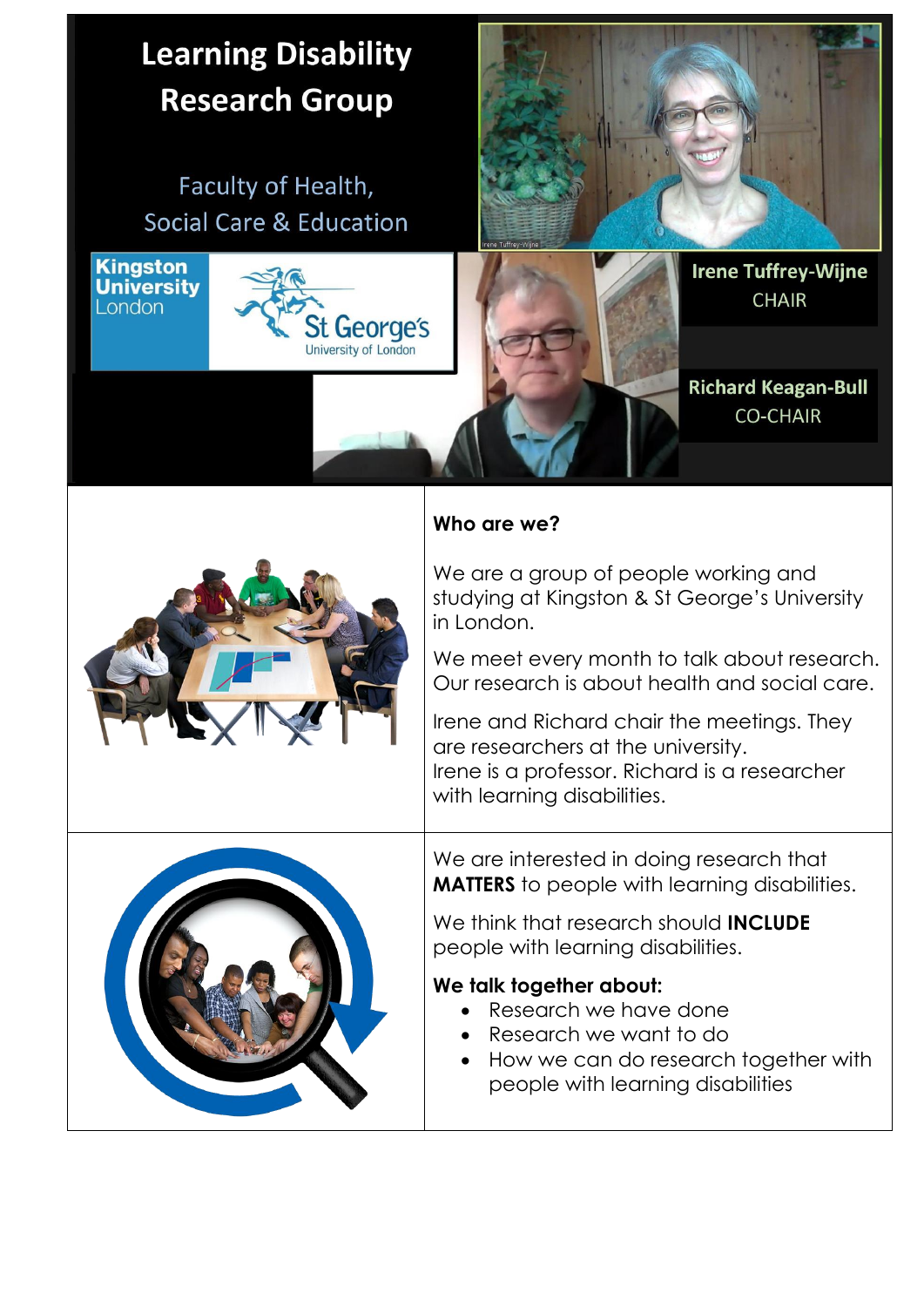# Learning Disability Research Group

Faculty of Health, Social Care & Education

Kingston University London

St George's University of London

**Irene Tuffrey-Wijne**
CHAIR

**Richard Keagan-Bull**
CO-CHAIR

**Who are we?**

We are a group of people working and studying at Kingston & St George's University in London.

We meet every month to talk about research. Our research is about health and social care.

Irene and Richard chair the meetings. They are researchers at the university.
Irene is a professor. Richard is a researcher with learning disabilities.

We are interested in doing research that **MATTERS** to people with learning disabilities.

We think that research should **INCLUDE** people with learning disabilities.

**We talk together about:**

- Research we have done
- Research we want to do
- How we can do research together with people with learning disabilities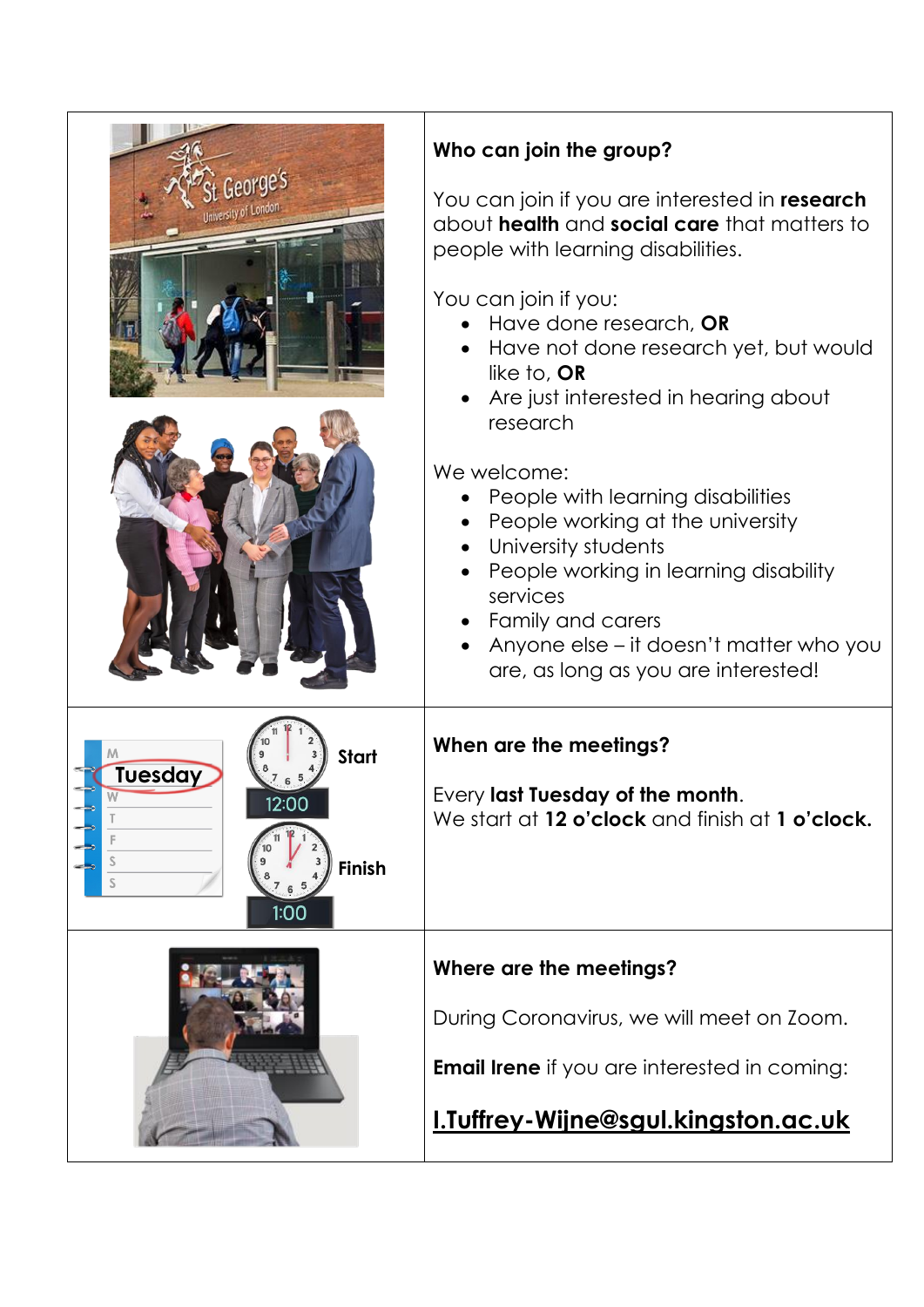**Who can join the group?**

You can join if you are interested in **research** about **health** and **social care** that matters to people with learning disabilities.

You can join if you:

- Have done research, **OR**
- Have not done research yet, but would like to, **OR**
- Are just interested in hearing about research

We welcome:

- People with learning disabilities
- People working at the university
- University students
- People working in learning disability services
- Family and carers
- Anyone else – it doesn't matter who you are, as long as you are interested!

**When are the meetings?**

Every **last Tuesday of the month**.
We start at **12 o'clock** and finish at **1 o'clock.**

**Where are the meetings?**

During Coronavirus, we will meet on Zoom.

**Email Irene** if you are interested in coming:

**I.Tuffrey-Wijne@sgul.kingston.ac.uk**